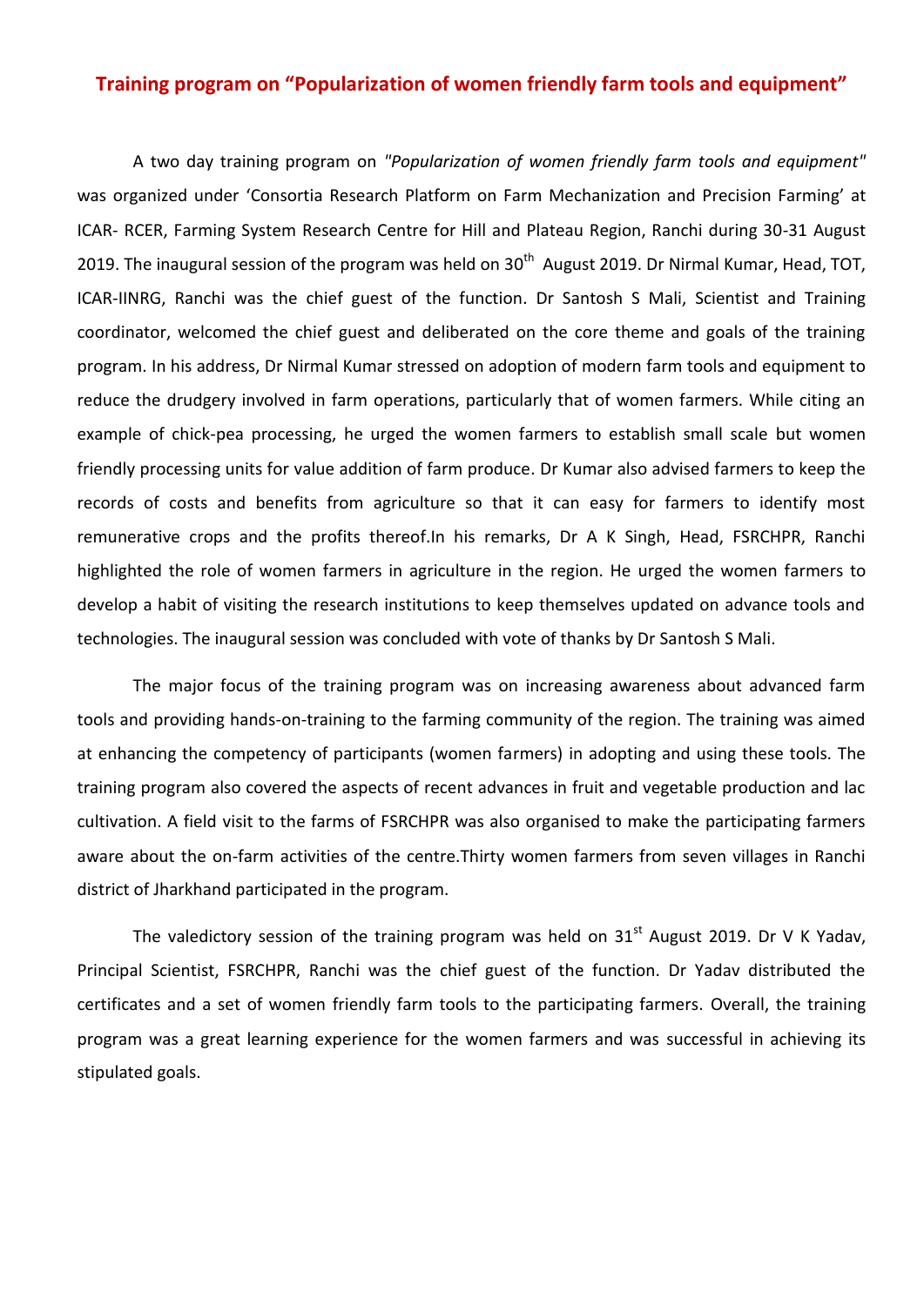# Training program on "Popularization of women friendly farm tools and equipment"

A two day training program on *"Popularization of women friendly farm tools and equipment"* was organized under 'Consortia Research Platform on Farm Mechanization and Precision Farming' at ICAR- RCER, Farming System Research Centre for Hill and Plateau Region, Ranchi during 30-31 August 2019. The inaugural session of the program was held on 30th August 2019. Dr Nirmal Kumar, Head, TOT, ICAR-IINRG, Ranchi was the chief guest of the function. Dr Santosh S Mali, Scientist and Training coordinator, welcomed the chief guest and deliberated on the core theme and goals of the training program. In his address, Dr Nirmal Kumar stressed on adoption of modern farm tools and equipment to reduce the drudgery involved in farm operations, particularly that of women farmers. While citing an example of chick-pea processing, he urged the women farmers to establish small scale but women friendly processing units for value addition of farm produce. Dr Kumar also advised farmers to keep the records of costs and benefits from agriculture so that it can easy for farmers to identify most remunerative crops and the profits thereof.In his remarks, Dr A K Singh, Head, FSRCHPR, Ranchi highlighted the role of women farmers in agriculture in the region. He urged the women farmers to develop a habit of visiting the research institutions to keep themselves updated on advance tools and technologies. The inaugural session was concluded with vote of thanks by Dr Santosh S Mali.

The major focus of the training program was on increasing awareness about advanced farm tools and providing hands-on-training to the farming community of the region. The training was aimed at enhancing the competency of participants (women farmers) in adopting and using these tools. The training program also covered the aspects of recent advances in fruit and vegetable production and lac cultivation. A field visit to the farms of FSRCHPR was also organised to make the participating farmers aware about the on-farm activities of the centre.Thirty women farmers from seven villages in Ranchi district of Jharkhand participated in the program.

The valedictory session of the training program was held on 31st August 2019. Dr V K Yadav, Principal Scientist, FSRCHPR, Ranchi was the chief guest of the function. Dr Yadav distributed the certificates and a set of women friendly farm tools to the participating farmers. Overall, the training program was a great learning experience for the women farmers and was successful in achieving its stipulated goals.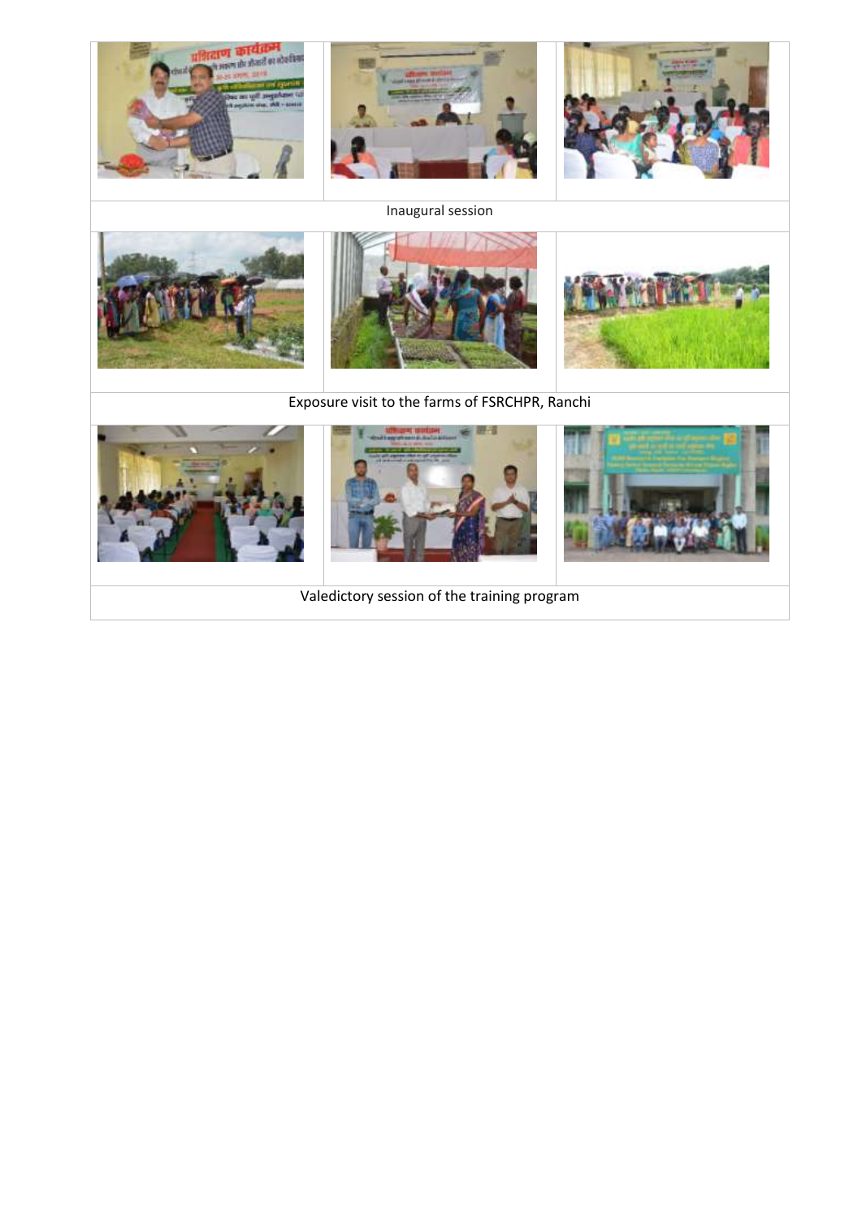Inaugural session

Exposure visit to the farms of FSRCHPR, Ranchi

Valedictory session of the training program